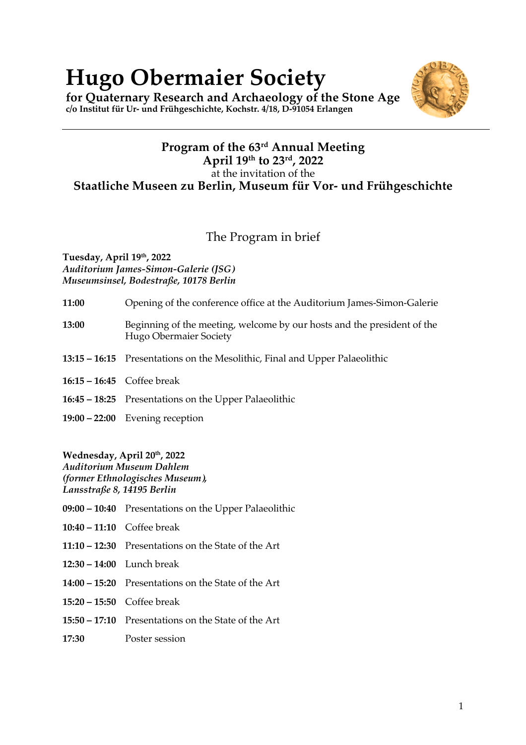# Hugo Obermaier Society

**for Quaternary Research and Archaeology of the Stone Age**
**c/o Institut für Ur- und Frühgeschichte, Kochstr. 4/18, D-91054 Erlangen**

---

## Program of the 63rd Annual Meeting
## April 19th to 23rd, 2022

at the invitation of the

**Staatliche Museen zu Berlin, Museum für Vor- und Frühgeschichte**

## The Program in brief

**Tuesday, April 19th, 2022**
***Auditorium James-Simon-Galerie (JSG)***
***Museumsinsel, Bodestraße, 10178 Berlin***

| | |
|---|---|
| **11:00** | Opening of the conference office at the Auditorium James-Simon-Galerie |
| **13:00** | Beginning of the meeting, welcome by our hosts and the president of the Hugo Obermaier Society |
| **13:15 – 16:15** | Presentations on the Mesolithic, Final and Upper Palaeolithic |
| **16:15 – 16:45** | Coffee break |
| **16:45 – 18:25** | Presentations on the Upper Palaeolithic |
| **19:00 – 22:00** | Evening reception |

**Wednesday, April 20th, 2022**
***Auditorium Museum Dahlem***
***(former Ethnologisches Museum),***
***Lansstraße 8, 14195 Berlin***

| | |
|---|---|
| **09:00 – 10:40** | Presentations on the Upper Palaeolithic |
| **10:40 – 11:10** | Coffee break |
| **11:10 – 12:30** | Presentations on the State of the Art |
| **12:30 – 14:00** | Lunch break |
| **14:00 – 15:20** | Presentations on the State of the Art |
| **15:20 – 15:50** | Coffee break |
| **15:50 – 17:10** | Presentations on the State of the Art |
| **17:30** | Poster session |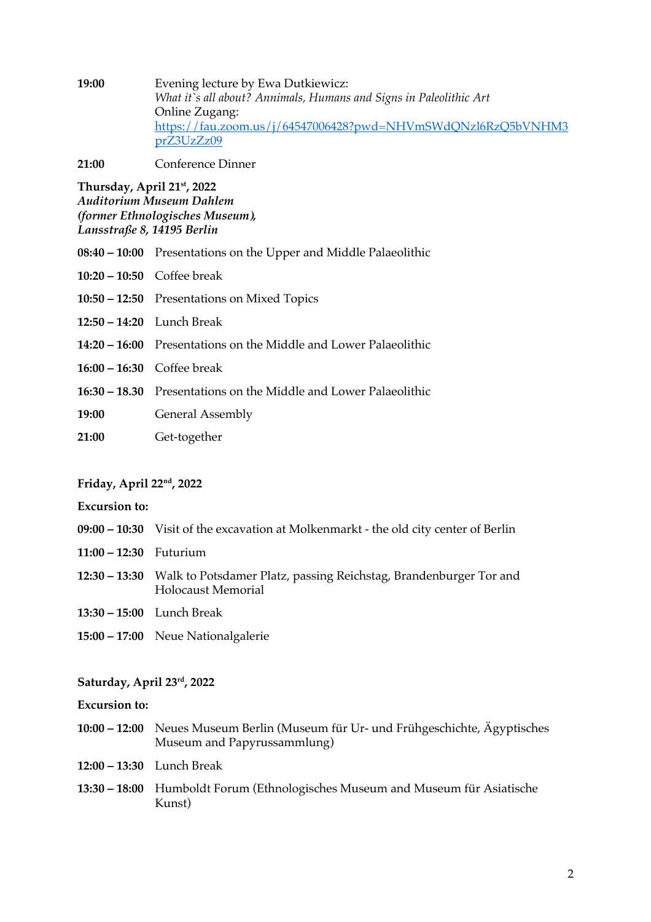**19:00** Evening lecture by Ewa Dutkiewicz:
*What it`s all about? Annimals, Humans and Signs in Paleolithic Art*
Online Zugang:
[https://fau.zoom.us/j/64547006428?pwd=NHVmSWdQNzl6RzQ5bVNHM3prZ3UzZz09](https://fau.zoom.us/j/64547006428?pwd=NHVmSWdQNzl6RzQ5bVNHM3prZ3UzZz09)

**21:00** Conference Dinner

**Thursday, April 21st, 2022**
***Auditorium Museum Dahlem***
***(former Ethnologisches Museum),***
***Lansstraße 8, 14195 Berlin***

**08:40 – 10:00** Presentations on the Upper and Middle Palaeolithic

**10:20 – 10:50** Coffee break

**10:50 – 12:50** Presentations on Mixed Topics

**12:50 – 14:20** Lunch Break

**14:20 – 16:00** Presentations on the Middle and Lower Palaeolithic

**16:00 – 16:30** Coffee break

**16:30 – 18.30** Presentations on the Middle and Lower Palaeolithic

**19:00** General Assembly

**21:00** Get-together

**Friday, April 22nd, 2022**

**Excursion to:**

**09:00 – 10:30** Visit of the excavation at Molkenmarkt - the old city center of Berlin

**11:00 – 12:30** Futurium

**12:30 – 13:30** Walk to Potsdamer Platz, passing Reichstag, Brandenburger Tor and Holocaust Memorial

**13:30 – 15:00** Lunch Break

**15:00 – 17:00** Neue Nationalgalerie

**Saturday, April 23rd, 2022**

**Excursion to:**

**10:00 – 12:00** Neues Museum Berlin (Museum für Ur- und Frühgeschichte, Ägyptisches Museum and Papyrussammlung)

**12:00 – 13:30** Lunch Break

**13:30 – 18:00** Humboldt Forum (Ethnologisches Museum and Museum für Asiatische Kunst)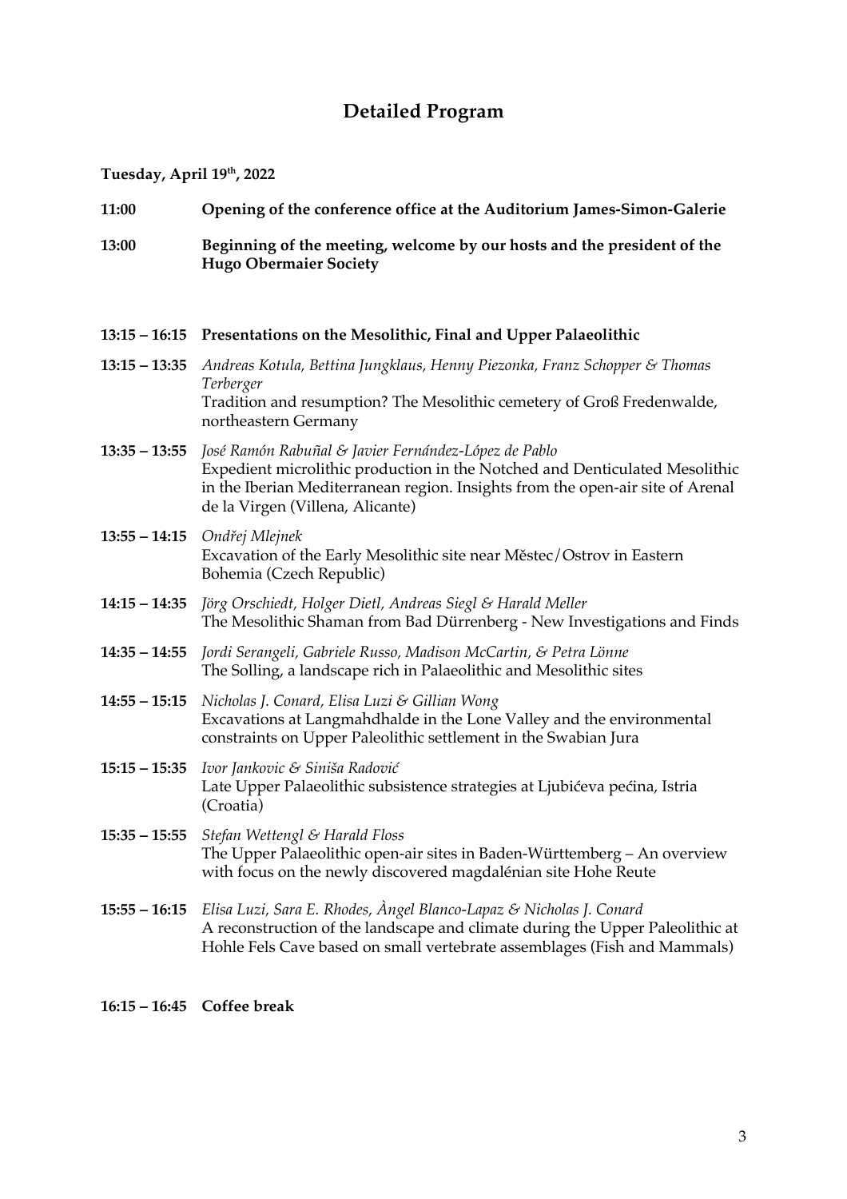# Detailed Program

**Tuesday, April 19th, 2022**

**11:00** **Opening of the conference office at the Auditorium James-Simon-Galerie**

**13:00** **Beginning of the meeting, welcome by our hosts and the president of the Hugo Obermaier Society**

**13:15 – 16:15** **Presentations on the Mesolithic, Final and Upper Palaeolithic**

**13:15 – 13:35** *Andreas Kotula, Bettina Jungklaus, Henny Piezonka, Franz Schopper & Thomas Terberger*
Tradition and resumption? The Mesolithic cemetery of Groß Fredenwalde, northeastern Germany

**13:35 – 13:55** *José Ramón Rabuñal & Javier Fernández-López de Pablo*
Expedient microlithic production in the Notched and Denticulated Mesolithic in the Iberian Mediterranean region. Insights from the open-air site of Arenal de la Virgen (Villena, Alicante)

**13:55 – 14:15** *Ondřej Mlejnek*
Excavation of the Early Mesolithic site near Městec/Ostrov in Eastern Bohemia (Czech Republic)

**14:15 – 14:35** *Jörg Orschiedt, Holger Dietl, Andreas Siegl & Harald Meller*
The Mesolithic Shaman from Bad Dürrenberg - New Investigations and Finds

**14:35 – 14:55** *Jordi Serangeli, Gabriele Russo, Madison McCartin, & Petra Lönne*
The Solling, a landscape rich in Palaeolithic and Mesolithic sites

**14:55 – 15:15** *Nicholas J. Conard, Elisa Luzi & Gillian Wong*
Excavations at Langmahdhalde in the Lone Valley and the environmental constraints on Upper Paleolithic settlement in the Swabian Jura

**15:15 – 15:35** *Ivor Jankovic & Siniša Radović*
Late Upper Palaeolithic subsistence strategies at Ljubićeva pećina, Istria (Croatia)

**15:35 – 15:55** *Stefan Wettengl & Harald Floss*
The Upper Palaeolithic open-air sites in Baden-Württemberg – An overview with focus on the newly discovered magdalénian site Hohe Reute

**15:55 – 16:15** *Elisa Luzi, Sara E. Rhodes, Àngel Blanco-Lapaz & Nicholas J. Conard*
A reconstruction of the landscape and climate during the Upper Paleolithic at Hohle Fels Cave based on small vertebrate assemblages (Fish and Mammals)

**16:15 – 16:45** **Coffee break**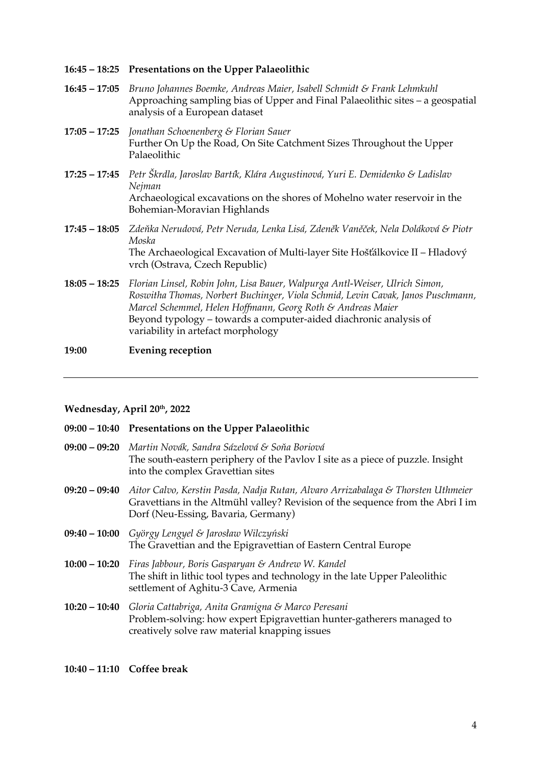**16:45 – 18:25 Presentations on the Upper Palaeolithic**

**16:45 – 17:05** *Bruno Johannes Boemke, Andreas Maier, Isabell Schmidt & Frank Lehmkuhl*
Approaching sampling bias of Upper and Final Palaeolithic sites – a geospatial analysis of a European dataset

**17:05 – 17:25** *Jonathan Schoenenberg & Florian Sauer*
Further On Up the Road, On Site Catchment Sizes Throughout the Upper Palaeolithic

**17:25 – 17:45** *Petr Škrdla, Jaroslav Bartík, Klára Augustinová, Yuri E. Demidenko & Ladislav Nejman*
Archaeological excavations on the shores of Mohelno water reservoir in the Bohemian-Moravian Highlands

**17:45 – 18:05** *Zdeňka Nerudová, Petr Neruda, Lenka Lisá, Zdeněk Vaněček, Nela Doláková & Piotr Moska*
The Archaeological Excavation of Multi-layer Site Hošťálkovice II – Hladový vrch (Ostrava, Czech Republic)

**18:05 – 18:25** *Florian Linsel, Robin John, Lisa Bauer, Walpurga Antl-Weiser, Ulrich Simon, Roswitha Thomas, Norbert Buchinger, Viola Schmid, Levin Cavak, Janos Puschmann, Marcel Schemmel, Helen Hoffmann, Georg Roth & Andreas Maier*
Beyond typology – towards a computer-aided diachronic analysis of variability in artefact morphology

**19:00 Evening reception**

---

**Wednesday, April 20th, 2022**

**09:00 – 10:40 Presentations on the Upper Palaeolithic**

**09:00 – 09:20** *Martin Novák, Sandra Sázelová & Soňa Boriová*
The south-eastern periphery of the Pavlov I site as a piece of puzzle. Insight into the complex Gravettian sites

**09:20 – 09:40** *Aitor Calvo, Kerstin Pasda, Nadja Rutan, Alvaro Arrizabalaga & Thorsten Uthmeier*
Gravettians in the Altmühl valley? Revision of the sequence from the Abri I im Dorf (Neu-Essing, Bavaria, Germany)

**09:40 – 10:00** *György Lengyel & Jarosław Wilczyński*
The Gravettian and the Epigravettian of Eastern Central Europe

**10:00 – 10:20** *Firas Jabbour, Boris Gasparyan & Andrew W. Kandel*
The shift in lithic tool types and technology in the late Upper Paleolithic settlement of Aghitu-3 Cave, Armenia

**10:20 – 10:40** *Gloria Cattabriga, Anita Gramigna & Marco Peresani*
Problem-solving: how expert Epigravettian hunter-gatherers managed to creatively solve raw material knapping issues

**10:40 – 11:10 Coffee break**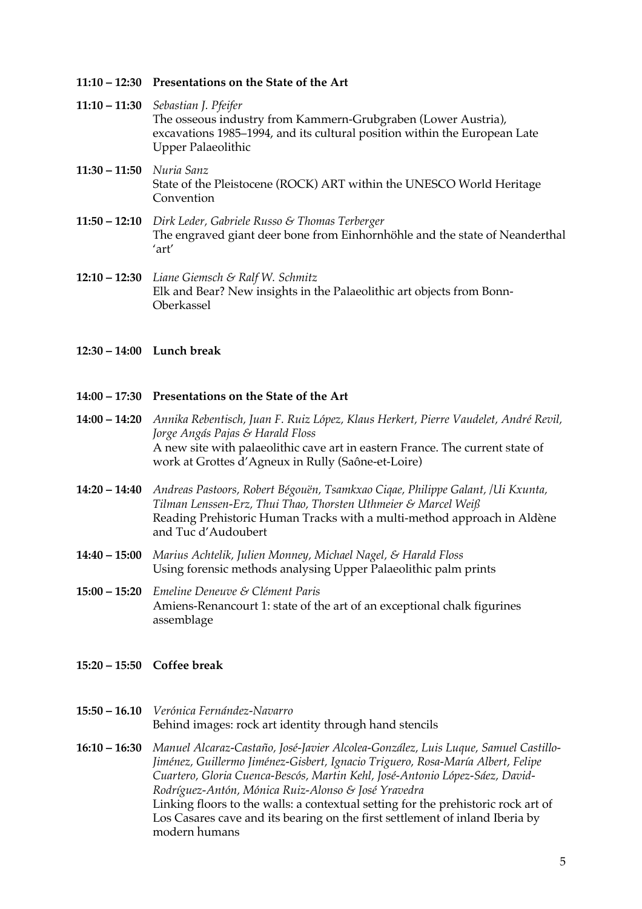**11:10 – 12:30 Presentations on the State of the Art**

**11:10 – 11:30** *Sebastian J. Pfeifer*
The osseous industry from Kammern-Grubgraben (Lower Austria), excavations 1985–1994, and its cultural position within the European Late Upper Palaeolithic

**11:30 – 11:50** *Nuria Sanz*
State of the Pleistocene (ROCK) ART within the UNESCO World Heritage Convention

**11:50 – 12:10** *Dirk Leder, Gabriele Russo & Thomas Terberger*
The engraved giant deer bone from Einhornhöhle and the state of Neanderthal 'art'

**12:10 – 12:30** *Liane Giemsch & Ralf W. Schmitz*
Elk and Bear? New insights in the Palaeolithic art objects from Bonn-Oberkassel

**12:30 – 14:00 Lunch break**

**14:00 – 17:30 Presentations on the State of the Art**

**14:00 – 14:20** *Annika Rebentisch, Juan F. Ruiz López, Klaus Herkert, Pierre Vaudelet, André Revil, Jorge Angás Pajas & Harald Floss*
A new site with palaeolithic cave art in eastern France. The current state of work at Grottes d'Agneux in Rully (Saône-et-Loire)

**14:20 – 14:40** *Andreas Pastoors, Robert Bégouën, Tsamkxao Ciqae, Philippe Galant, /Ui Kxunta, Tilman Lenssen-Erz, Thui Thao, Thorsten Uthmeier & Marcel Weiß*
Reading Prehistoric Human Tracks with a multi-method approach in Aldène and Tuc d'Audoubert

**14:40 – 15:00** *Marius Achtelik, Julien Monney, Michael Nagel, & Harald Floss*
Using forensic methods analysing Upper Palaeolithic palm prints

**15:00 – 15:20** *Emeline Deneuve & Clément Paris*
Amiens-Renancourt 1: state of the art of an exceptional chalk figurines assemblage

**15:20 – 15:50 Coffee break**

**15:50 – 16.10** *Verónica Fernández-Navarro*
Behind images: rock art identity through hand stencils

**16:10 – 16:30** *Manuel Alcaraz-Castaño, José-Javier Alcolea-González, Luis Luque, Samuel Castillo-Jiménez, Guillermo Jiménez-Gisbert, Ignacio Triguero, Rosa-María Albert, Felipe Cuartero, Gloria Cuenca-Bescós, Martin Kehl, José-Antonio López-Sáez, David-Rodríguez-Antón, Mónica Ruiz-Alonso & José Yravedra*
Linking floors to the walls: a contextual setting for the prehistoric rock art of Los Casares cave and its bearing on the first settlement of inland Iberia by modern humans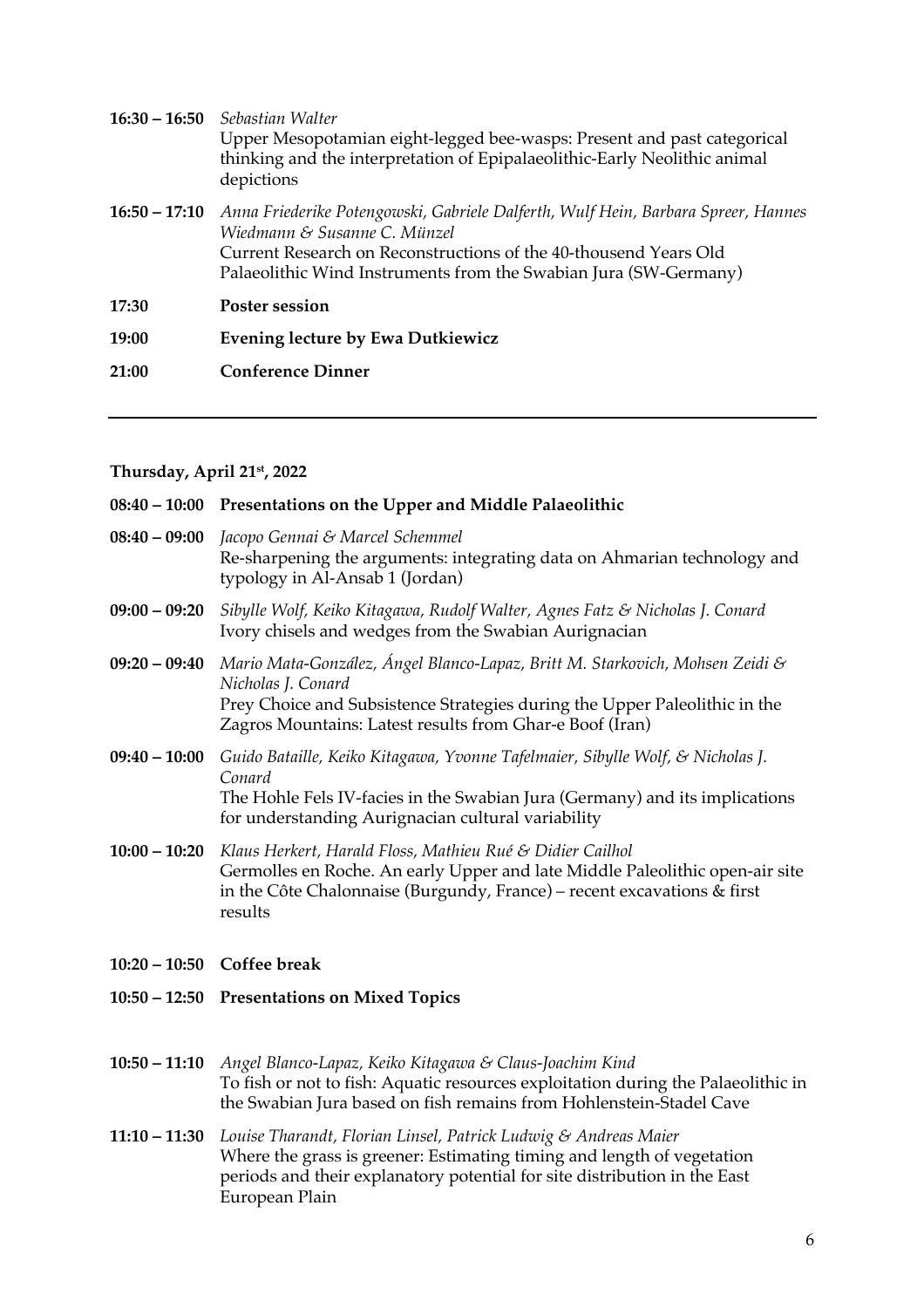**16:30 – 16:50** *Sebastian Walter*
Upper Mesopotamian eight-legged bee-wasps: Present and past categorical thinking and the interpretation of Epipalaeolithic-Early Neolithic animal depictions

**16:50 – 17:10** *Anna Friederike Potengowski, Gabriele Dalferth, Wulf Hein, Barbara Spreer, Hannes Wiedmann & Susanne C. Münzel*
Current Research on Reconstructions of the 40-thousend Years Old Palaeolithic Wind Instruments from the Swabian Jura (SW-Germany)

**17:30** **Poster session**

**19:00** **Evening lecture by Ewa Dutkiewicz**

**21:00** **Conference Dinner**

---

### Thursday, April 21st, 2022

**08:40 – 10:00** **Presentations on the Upper and Middle Palaeolithic**

**08:40 – 09:00** *Jacopo Gennai & Marcel Schemmel*
Re-sharpening the arguments: integrating data on Ahmarian technology and typology in Al-Ansab 1 (Jordan)

**09:00 – 09:20** *Sibylle Wolf, Keiko Kitagawa, Rudolf Walter, Agnes Fatz & Nicholas J. Conard*
Ivory chisels and wedges from the Swabian Aurignacian

**09:20 – 09:40** *Mario Mata-González, Ángel Blanco-Lapaz, Britt M. Starkovich, Mohsen Zeidi & Nicholas J. Conard*
Prey Choice and Subsistence Strategies during the Upper Paleolithic in the Zagros Mountains: Latest results from Ghar-e Boof (Iran)

**09:40 – 10:00** *Guido Bataille, Keiko Kitagawa, Yvonne Tafelmaier, Sibylle Wolf, & Nicholas J. Conard*
The Hohle Fels IV-facies in the Swabian Jura (Germany) and its implications for understanding Aurignacian cultural variability

**10:00 – 10:20** *Klaus Herkert, Harald Floss, Mathieu Rué & Didier Cailhol*
Germolles en Roche. An early Upper and late Middle Paleolithic open-air site in the Côte Chalonnaise (Burgundy, France) – recent excavations & first results

**10:20 – 10:50** **Coffee break**

**10:50 – 12:50** **Presentations on Mixed Topics**

**10:50 – 11:10** *Angel Blanco-Lapaz, Keiko Kitagawa & Claus-Joachim Kind*
To fish or not to fish: Aquatic resources exploitation during the Palaeolithic in the Swabian Jura based on fish remains from Hohlenstein-Stadel Cave

**11:10 – 11:30** *Louise Tharandt, Florian Linsel, Patrick Ludwig & Andreas Maier*
Where the grass is greener: Estimating timing and length of vegetation periods and their explanatory potential for site distribution in the East European Plain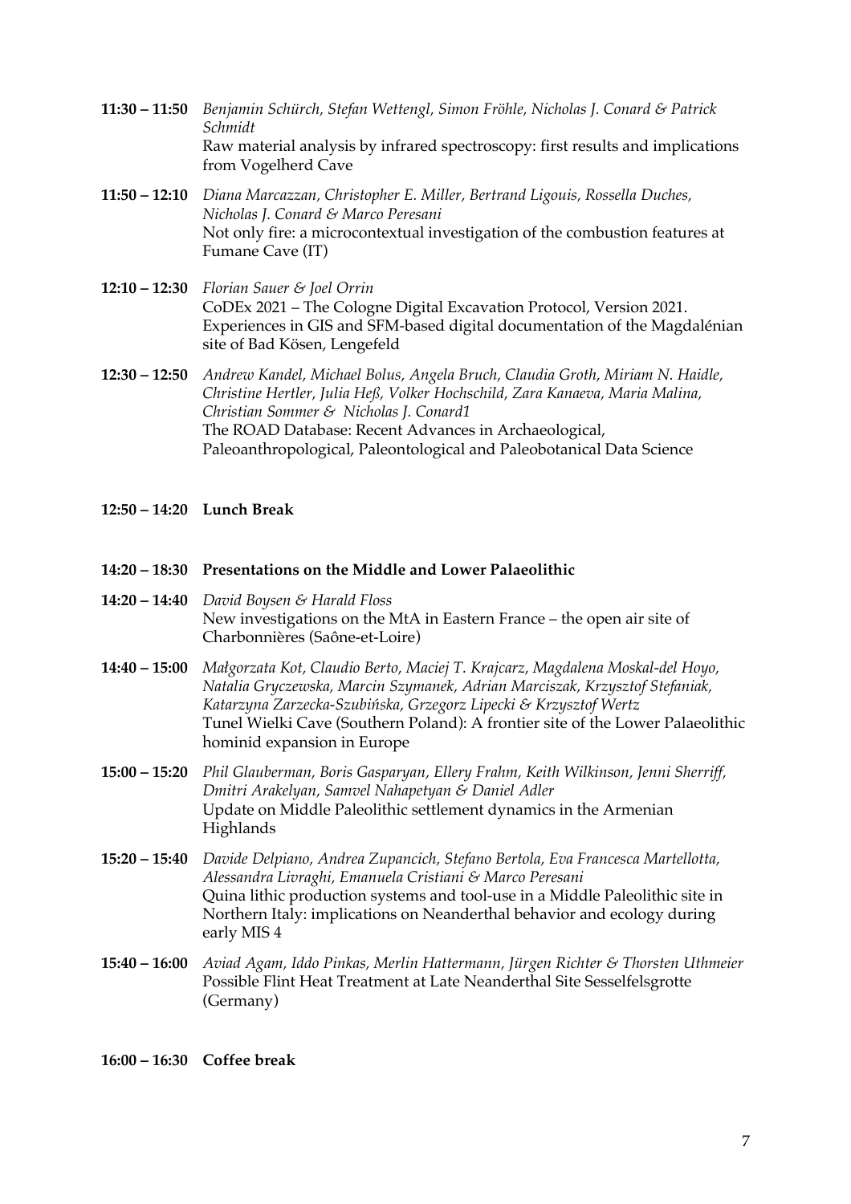**11:30 – 11:50** *Benjamin Schürch, Stefan Wettengl, Simon Fröhle, Nicholas J. Conard & Patrick Schmidt*
Raw material analysis by infrared spectroscopy: first results and implications from Vogelherd Cave

**11:50 – 12:10** *Diana Marcazzan, Christopher E. Miller, Bertrand Ligouis, Rossella Duches, Nicholas J. Conard & Marco Peresani*
Not only fire: a microcontextual investigation of the combustion features at Fumane Cave (IT)

**12:10 – 12:30** *Florian Sauer & Joel Orrin*
CoDEx 2021 – The Cologne Digital Excavation Protocol, Version 2021. Experiences in GIS and SFM-based digital documentation of the Magdalénian site of Bad Kösen, Lengefeld

**12:30 – 12:50** *Andrew Kandel, Michael Bolus, Angela Bruch, Claudia Groth, Miriam N. Haidle, Christine Hertler, Julia Heß, Volker Hochschild, Zara Kanaeva, Maria Malina, Christian Sommer & Nicholas J. Conard1*
The ROAD Database: Recent Advances in Archaeological, Paleoanthropological, Paleontological and Paleobotanical Data Science

**12:50 – 14:20 Lunch Break**

**14:20 – 18:30 Presentations on the Middle and Lower Palaeolithic**

**14:20 – 14:40** *David Boysen & Harald Floss*
New investigations on the MtA in Eastern France – the open air site of Charbonnières (Saône-et-Loire)

**14:40 – 15:00** *Małgorzata Kot, Claudio Berto, Maciej T. Krajcarz, Magdalena Moskal-del Hoyo, Natalia Gryczewska, Marcin Szymanek, Adrian Marciszak, Krzysztof Stefaniak, Katarzyna Zarzecka-Szubińska, Grzegorz Lipecki & Krzysztof Wertz*
Tunel Wielki Cave (Southern Poland): A frontier site of the Lower Palaeolithic hominid expansion in Europe

**15:00 – 15:20** *Phil Glauberman, Boris Gasparyan, Ellery Frahm, Keith Wilkinson, Jenni Sherriff, Dmitri Arakelyan, Samvel Nahapetyan & Daniel Adler*
Update on Middle Paleolithic settlement dynamics in the Armenian Highlands

**15:20 – 15:40** *Davide Delpiano, Andrea Zupancich, Stefano Bertola, Eva Francesca Martellotta, Alessandra Livraghi, Emanuela Cristiani & Marco Peresani*
Quina lithic production systems and tool-use in a Middle Paleolithic site in Northern Italy: implications on Neanderthal behavior and ecology during early MIS 4

**15:40 – 16:00** *Aviad Agam, Iddo Pinkas, Merlin Hattermann, Jürgen Richter & Thorsten Uthmeier*
Possible Flint Heat Treatment at Late Neanderthal Site Sesselfelsgrotte (Germany)

**16:00 – 16:30 Coffee break**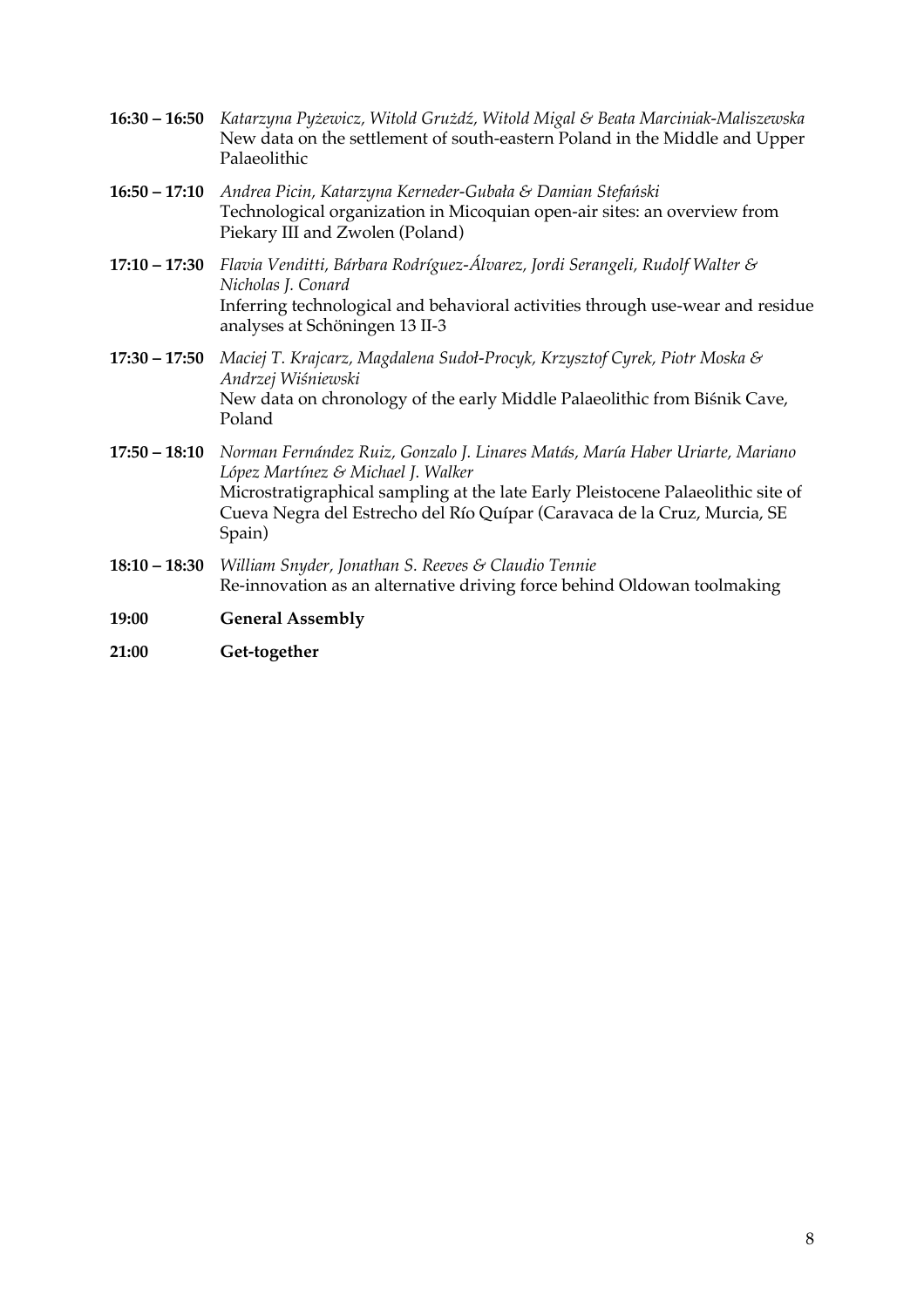**16:30 – 16:50** *Katarzyna Pyżewicz, Witold Grużdź, Witold Migal & Beata Marciniak-Maliszewska*
New data on the settlement of south-eastern Poland in the Middle and Upper Palaeolithic

**16:50 – 17:10** *Andrea Picin, Katarzyna Kerneder-Gubała & Damian Stefański*
Technological organization in Micoquian open-air sites: an overview from Piekary III and Zwolen (Poland)

**17:10 – 17:30** *Flavia Venditti, Bárbara Rodríguez-Álvarez, Jordi Serangeli, Rudolf Walter & Nicholas J. Conard*
Inferring technological and behavioral activities through use-wear and residue analyses at Schöningen 13 II-3

**17:30 – 17:50** *Maciej T. Krajcarz, Magdalena Sudoł-Procyk, Krzysztof Cyrek, Piotr Moska & Andrzej Wiśniewski*
New data on chronology of the early Middle Palaeolithic from Biśnik Cave, Poland

**17:50 – 18:10** *Norman Fernández Ruiz, Gonzalo J. Linares Matás, María Haber Uriarte, Mariano López Martínez & Michael J. Walker*
Microstratigraphical sampling at the late Early Pleistocene Palaeolithic site of Cueva Negra del Estrecho del Río Quípar (Caravaca de la Cruz, Murcia, SE Spain)

**18:10 – 18:30** *William Snyder, Jonathan S. Reeves & Claudio Tennie*
Re-innovation as an alternative driving force behind Oldowan toolmaking

**19:00** **General Assembly**

**21:00** **Get-together**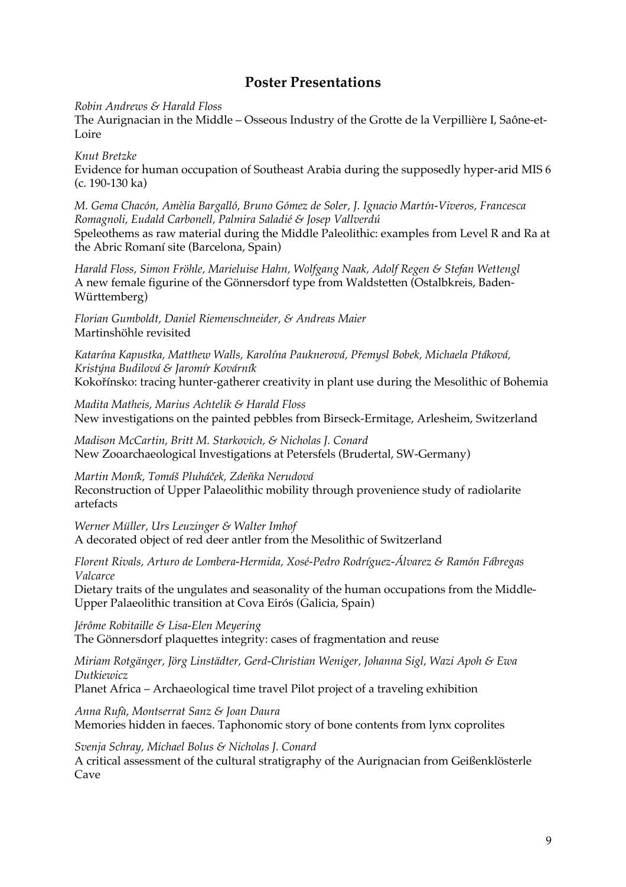## Poster Presentations

*Robin Andrews & Harald Floss*
The Aurignacian in the Middle – Osseous Industry of the Grotte de la Verpillière I, Saône-et-Loire

*Knut Bretzke*
Evidence for human occupation of Southeast Arabia during the supposedly hyper-arid MIS 6 (c. 190-130 ka)

*M. Gema Chacón, Amèlia Bargalló, Bruno Gómez de Soler, J. Ignacio Martín-Viveros, Francesca Romagnoli, Eudald Carbonell, Palmira Saladié & Josep Vallverdú*
Speleothems as raw material during the Middle Paleolithic: examples from Level R and Ra at the Abric Romaní site (Barcelona, Spain)

*Harald Floss, Simon Fröhle, Marieluise Hahn, Wolfgang Naak, Adolf Regen & Stefan Wettengl*
A new female figurine of the Gönnersdorf type from Waldstetten (Ostalbkreis, Baden-Württemberg)

*Florian Gumboldt, Daniel Riemenschneider, & Andreas Maier*
Martinshöhle revisited

*Katarína Kapustka, Matthew Walls, Karolína Pauknerová, Přemysl Bobek, Michaela Ptáková, Kristýna Budilová & Jaromír Kovárník*
Kokořínsko: tracing hunter-gatherer creativity in plant use during the Mesolithic of Bohemia

*Madita Matheis, Marius Achtelik & Harald Floss*
New investigations on the painted pebbles from Birseck-Ermitage, Arlesheim, Switzerland

*Madison McCartin, Britt M. Starkovich, & Nicholas J. Conard*
New Zooarchaeological Investigations at Petersfels (Brudertal, SW-Germany)

*Martin Moník, Tomáš Pluháček, Zdeňka Nerudová*
Reconstruction of Upper Palaeolithic mobility through provenience study of radiolarite artefacts

*Werner Müller, Urs Leuzinger & Walter Imhof*
A decorated object of red deer antler from the Mesolithic of Switzerland

*Florent Rivals, Arturo de Lombera-Hermida, Xosé-Pedro Rodríguez-Álvarez & Ramón Fábregas Valcarce*
Dietary traits of the ungulates and seasonality of the human occupations from the Middle-Upper Palaeolithic transition at Cova Eirós (Galicia, Spain)

*Jérôme Robitaille & Lisa-Elen Meyering*
The Gönnersdorf plaquettes integrity: cases of fragmentation and reuse

*Miriam Rotgänger, Jörg Linstädter, Gerd-Christian Weniger, Johanna Sigl, Wazi Apoh & Ewa Dutkiewicz*
Planet Africa – Archaeological time travel Pilot project of a traveling exhibition

*Anna Rufà, Montserrat Sanz & Joan Daura*
Memories hidden in faeces. Taphonomic story of bone contents from lynx coprolites

*Svenja Schray, Michael Bolus & Nicholas J. Conard*
A critical assessment of the cultural stratigraphy of the Aurignacian from Geißenklösterle Cave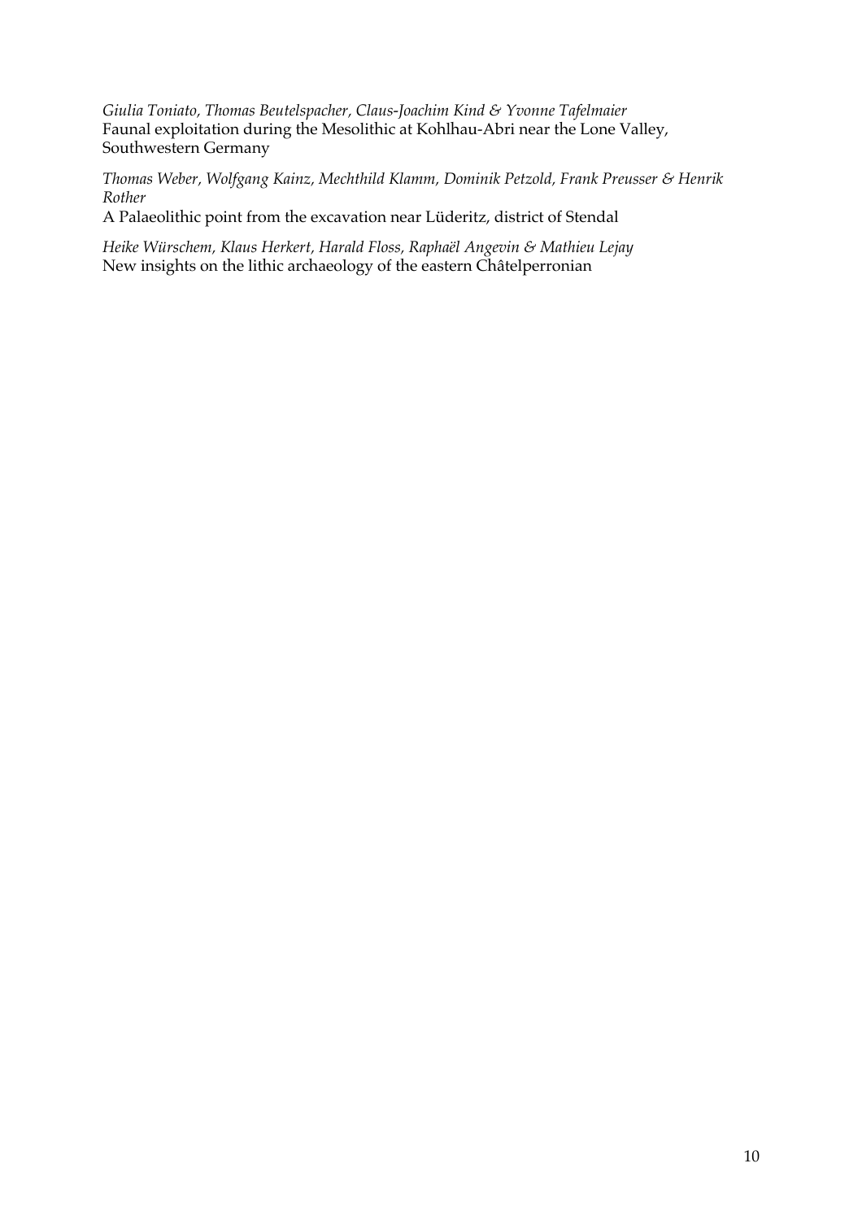*Giulia Toniato, Thomas Beutelspacher, Claus-Joachim Kind & Yvonne Tafelmaier*
Faunal exploitation during the Mesolithic at Kohlhau-Abri near the Lone Valley, Southwestern Germany

*Thomas Weber, Wolfgang Kainz, Mechthild Klamm, Dominik Petzold, Frank Preusser & Henrik Rother*
A Palaeolithic point from the excavation near Lüderitz, district of Stendal

*Heike Würschem, Klaus Herkert, Harald Floss, Raphaël Angevin & Mathieu Lejay*
New insights on the lithic archaeology of the eastern Châtelperronian